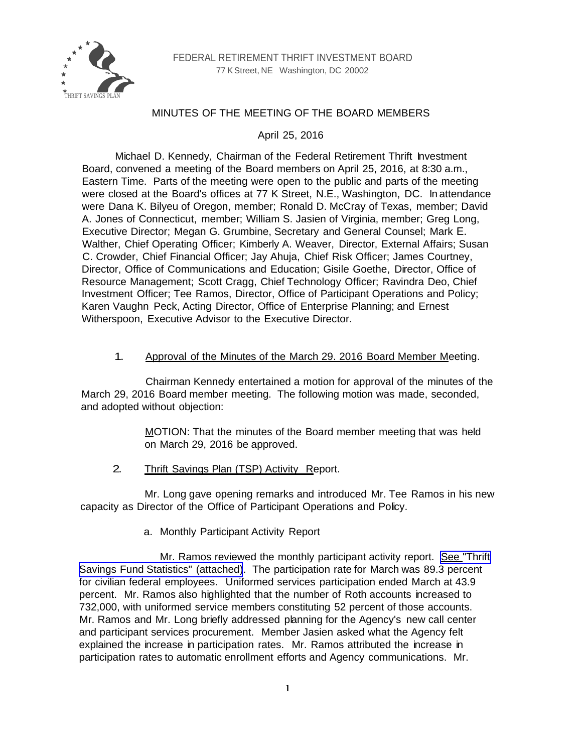FEDERAL RETIREMENT THRIFT INVESTMENT BOARD
77 K Street, NE Washington, DC 20002

# MINUTES OF THE MEETING OF THE BOARD MEMBERS

April 25, 2016

Michael D. Kennedy, Chairman of the Federal Retirement Thrift Investment Board, convened a meeting of the Board members on April 25, 2016, at 8:30 a.m., Eastern Time. Parts of the meeting were open to the public and parts of the meeting were closed at the Board's offices at 77 K Street, N.E., Washington, DC. In attendance were Dana K. Bilyeu of Oregon, member; Ronald D. McCray of Texas, member; David A. Jones of Connecticut, member; William S. Jasien of Virginia, member; Greg Long, Executive Director; Megan G. Grumbine, Secretary and General Counsel; Mark E. Walther, Chief Operating Officer; Kimberly A. Weaver, Director, External Affairs; Susan C. Crowder, Chief Financial Officer; Jay Ahuja, Chief Risk Officer; James Courtney, Director, Office of Communications and Education; Gisile Goethe, Director, Office of Resource Management; Scott Cragg, Chief Technology Officer; Ravindra Deo, Chief Investment Officer; Tee Ramos, Director, Office of Participant Operations and Policy; Karen Vaughn Peck, Acting Director, Office of Enterprise Planning; and Ernest Witherspoon, Executive Advisor to the Executive Director.

1. Approval of the Minutes of the March 29. 2016 Board Member Meeting.

Chairman Kennedy entertained a motion for approval of the minutes of the March 29, 2016 Board member meeting. The following motion was made, seconded, and adopted without objection:

> MOTION: That the minutes of the Board member meeting that was held on March 29, 2016 be approved.

2. Thrift Savings Plan (TSP) Activity Report.

Mr. Long gave opening remarks and introduced Mr. Tee Ramos in his new capacity as Director of the Office of Participant Operations and Policy.

a. Monthly Participant Activity Report

Mr. Ramos reviewed the monthly participant activity report. See "Thrift Savings Fund Statistics" (attached). The participation rate for March was 89.3 percent for civilian federal employees. Uniformed services participation ended March at 43.9 percent. Mr. Ramos also highlighted that the number of Roth accounts increased to 732,000, with uniformed service members constituting 52 percent of those accounts. Mr. Ramos and Mr. Long briefly addressed planning for the Agency's new call center and participant services procurement. Member Jasien asked what the Agency felt explained the increase in participation rates. Mr. Ramos attributed the increase in participation rates to automatic enrollment efforts and Agency communications. Mr.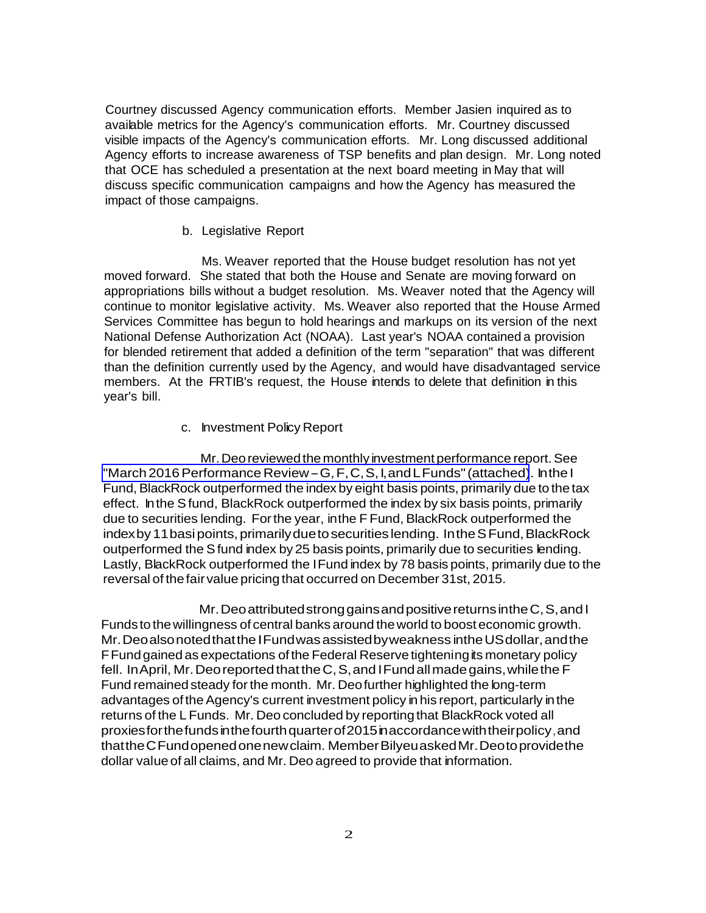Courtney discussed Agency communication efforts. Member Jasien inquired as to available metrics for the Agency's communication efforts. Mr. Courtney discussed visible impacts of the Agency's communication efforts. Mr. Long discussed additional Agency efforts to increase awareness of TSP benefits and plan design. Mr. Long noted that OCE has scheduled a presentation at the next board meeting in May that will discuss specific communication campaigns and how the Agency has measured the impact of those campaigns.

b. Legislative Report

Ms. Weaver reported that the House budget resolution has not yet moved forward. She stated that both the House and Senate are moving forward on appropriations bills without a budget resolution. Ms. Weaver noted that the Agency will continue to monitor legislative activity. Ms. Weaver also reported that the House Armed Services Committee has begun to hold hearings and markups on its version of the next National Defense Authorization Act (NOAA). Last year's NOAA contained a provision for blended retirement that added a definition of the term "separation" that was different than the definition currently used by the Agency, and would have disadvantaged service members. At the FRTIB's request, the House intends to delete that definition in this year's bill.

c. Investment Policy Report

Mr. Deo reviewed the monthly investment performance report. See "March 2016 Performance Review – G, F, C, S, I, and L Funds" (attached). In the I Fund, BlackRock outperformed the index by eight basis points, primarily due to the tax effect. In the S fund, BlackRock outperformed the index by six basis points, primarily due to securities lending. For the year, in the F Fund, BlackRock outperformed the index by 11 basi points, primarily due to securities lending. In the S Fund, BlackRock outperformed the S fund index by 25 basis points, primarily due to securities lending. Lastly, BlackRock outperformed the I Fund index by 78 basis points, primarily due to the reversal of the fair value pricing that occurred on December 31st, 2015.

Mr. Deo attributed strong gains and positive returns in the C, S, and I Funds to the willingness of central banks around the world to boost economic growth. Mr. Deo also noted that the I Fund was assisted by weakness in the US dollar, and the F Fund gained as expectations of the Federal Reserve tightening its monetary policy fell. In April, Mr. Deo reported that the C, S, and I Fund all made gains, while the F Fund remained steady for the month. Mr. Deo further highlighted the long-term advantages of the Agency's current investment policy in his report, particularly in the returns of the L Funds. Mr. Deo concluded by reporting that BlackRock voted all proxies for the funds in the fourth quarter of 2015 in accordance with their policy, and that the C Fund opened one new claim. Member Bilyeu asked Mr. Deo to provide the dollar value of all claims, and Mr. Deo agreed to provide that information.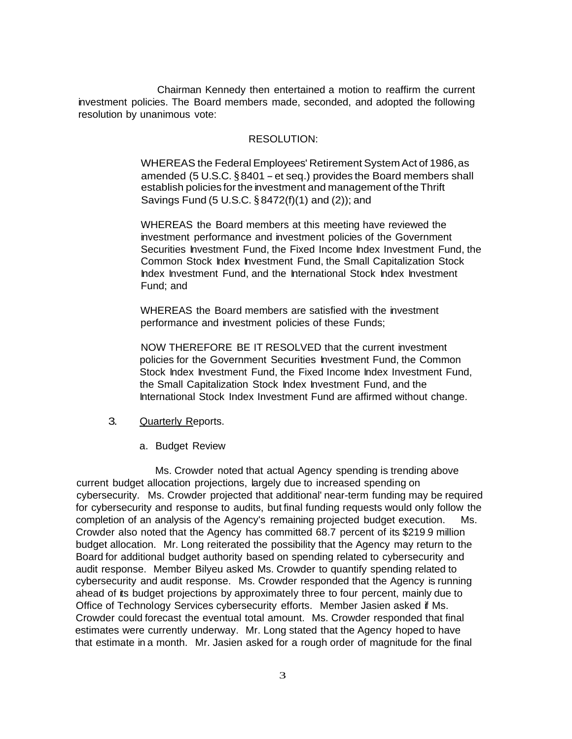Chairman Kennedy then entertained a motion to reaffirm the current investment policies. The Board members made, seconded, and adopted the following resolution by unanimous vote:

RESOLUTION:

> WHEREAS the Federal Employees' Retirement System Act of 1986, as amended (5 U.S.C. § 8401 – et seq.) provides the Board members shall establish policies for the investment and management of the Thrift Savings Fund (5 U.S.C. § 8472(f)(1) and (2)); and
>
> WHEREAS the Board members at this meeting have reviewed the investment performance and investment policies of the Government Securities Investment Fund, the Fixed Income Index Investment Fund, the Common Stock Index Investment Fund, the Small Capitalization Stock Index Investment Fund, and the International Stock Index Investment Fund; and
>
> WHEREAS the Board members are satisfied with the investment performance and investment policies of these Funds;
>
> NOW THEREFORE BE IT RESOLVED that the current investment policies for the Government Securities Investment Fund, the Common Stock Index Investment Fund, the Fixed Income Index Investment Fund, the Small Capitalization Stock Index Investment Fund, and the International Stock Index Investment Fund are affirmed without change.

3. Quarterly Reports.

   a. Budget Review

Ms. Crowder noted that actual Agency spending is trending above current budget allocation projections, largely due to increased spending on cybersecurity. Ms. Crowder projected that additional' near-term funding may be required for cybersecurity and response to audits, but final funding requests would only follow the completion of an analysis of the Agency's remaining projected budget execution. Ms. Crowder also noted that the Agency has committed 68.7 percent of its $219.9 million budget allocation. Mr. Long reiterated the possibility that the Agency may return to the Board for additional budget authority based on spending related to cybersecurity and audit response. Member Bilyeu asked Ms. Crowder to quantify spending related to cybersecurity and audit response. Ms. Crowder responded that the Agency is running ahead of its budget projections by approximately three to four percent, mainly due to Office of Technology Services cybersecurity efforts. Member Jasien asked if Ms. Crowder could forecast the eventual total amount. Ms. Crowder responded that final estimates were currently underway. Mr. Long stated that the Agency hoped to have that estimate in a month. Mr. Jasien asked for a rough order of magnitude for the final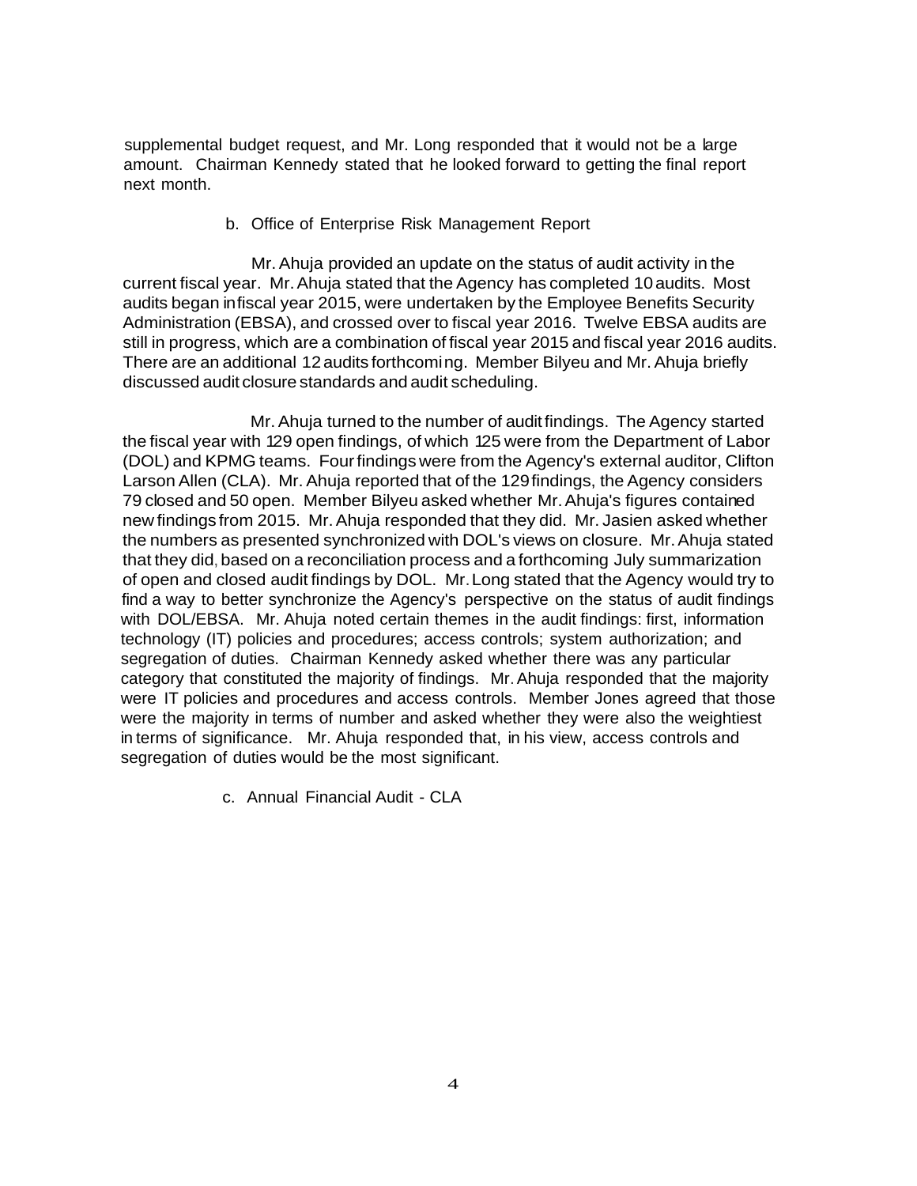supplemental budget request, and Mr. Long responded that it would not be a large amount. Chairman Kennedy stated that he looked forward to getting the final report next month.

b. Office of Enterprise Risk Management Report

Mr. Ahuja provided an update on the status of audit activity in the current fiscal year. Mr. Ahuja stated that the Agency has completed 10 audits. Most audits began in fiscal year 2015, were undertaken by the Employee Benefits Security Administration (EBSA), and crossed over to fiscal year 2016. Twelve EBSA audits are still in progress, which are a combination of fiscal year 2015 and fiscal year 2016 audits. There are an additional 12 audits forthcoming. Member Bilyeu and Mr. Ahuja briefly discussed audit closure standards and audit scheduling.

Mr. Ahuja turned to the number of audit findings. The Agency started the fiscal year with 129 open findings, of which 125 were from the Department of Labor (DOL) and KPMG teams. Four findings were from the Agency's external auditor, Clifton Larson Allen (CLA). Mr. Ahuja reported that of the 129 findings, the Agency considers 79 closed and 50 open. Member Bilyeu asked whether Mr. Ahuja's figures contained new findings from 2015. Mr. Ahuja responded that they did. Mr. Jasien asked whether the numbers as presented synchronized with DOL's views on closure. Mr. Ahuja stated that they did, based on a reconciliation process and a forthcoming July summarization of open and closed audit findings by DOL. Mr. Long stated that the Agency would try to find a way to better synchronize the Agency's perspective on the status of audit findings with DOL/EBSA. Mr. Ahuja noted certain themes in the audit findings: first, information technology (IT) policies and procedures; access controls; system authorization; and segregation of duties. Chairman Kennedy asked whether there was any particular category that constituted the majority of findings. Mr. Ahuja responded that the majority were IT policies and procedures and access controls. Member Jones agreed that those were the majority in terms of number and asked whether they were also the weightiest in terms of significance. Mr. Ahuja responded that, in his view, access controls and segregation of duties would be the most significant.

c. Annual Financial Audit - CLA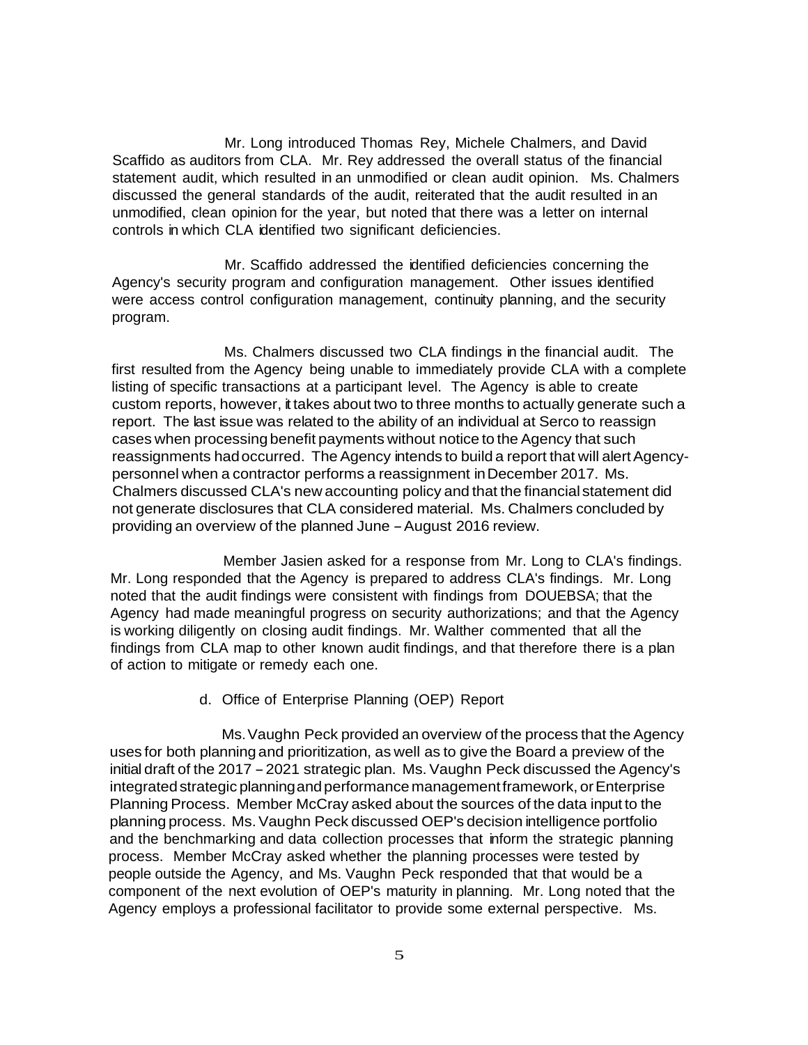Mr. Long introduced Thomas Rey, Michele Chalmers, and David Scaffido as auditors from CLA. Mr. Rey addressed the overall status of the financial statement audit, which resulted in an unmodified or clean audit opinion. Ms. Chalmers discussed the general standards of the audit, reiterated that the audit resulted in an unmodified, clean opinion for the year, but noted that there was a letter on internal controls in which CLA identified two significant deficiencies.

Mr. Scaffido addressed the identified deficiencies concerning the Agency's security program and configuration management. Other issues identified were access control configuration management, continuity planning, and the security program.

Ms. Chalmers discussed two CLA findings in the financial audit. The first resulted from the Agency being unable to immediately provide CLA with a complete listing of specific transactions at a participant level. The Agency is able to create custom reports, however, it takes about two to three months to actually generate such a report. The last issue was related to the ability of an individual at Serco to reassign cases when processing benefit payments without notice to the Agency that such reassignments had occurred. The Agency intends to build a report that will alert Agency-personnel when a contractor performs a reassignment in December 2017. Ms. Chalmers discussed CLA's new accounting policy and that the financial statement did not generate disclosures that CLA considered material. Ms. Chalmers concluded by providing an overview of the planned June – August 2016 review.

Member Jasien asked for a response from Mr. Long to CLA's findings. Mr. Long responded that the Agency is prepared to address CLA's findings. Mr. Long noted that the audit findings were consistent with findings from DOUEBSA; that the Agency had made meaningful progress on security authorizations; and that the Agency is working diligently on closing audit findings. Mr. Walther commented that all the findings from CLA map to other known audit findings, and that therefore there is a plan of action to mitigate or remedy each one.

d. Office of Enterprise Planning (OEP) Report

Ms. Vaughn Peck provided an overview of the process that the Agency uses for both planning and prioritization, as well as to give the Board a preview of the initial draft of the 2017 – 2021 strategic plan. Ms. Vaughn Peck discussed the Agency's integrated strategic planning and performance management framework, or Enterprise Planning Process. Member McCray asked about the sources of the data input to the planning process. Ms. Vaughn Peck discussed OEP's decision intelligence portfolio and the benchmarking and data collection processes that inform the strategic planning process. Member McCray asked whether the planning processes were tested by people outside the Agency, and Ms. Vaughn Peck responded that that would be a component of the next evolution of OEP's maturity in planning. Mr. Long noted that the Agency employs a professional facilitator to provide some external perspective. Ms.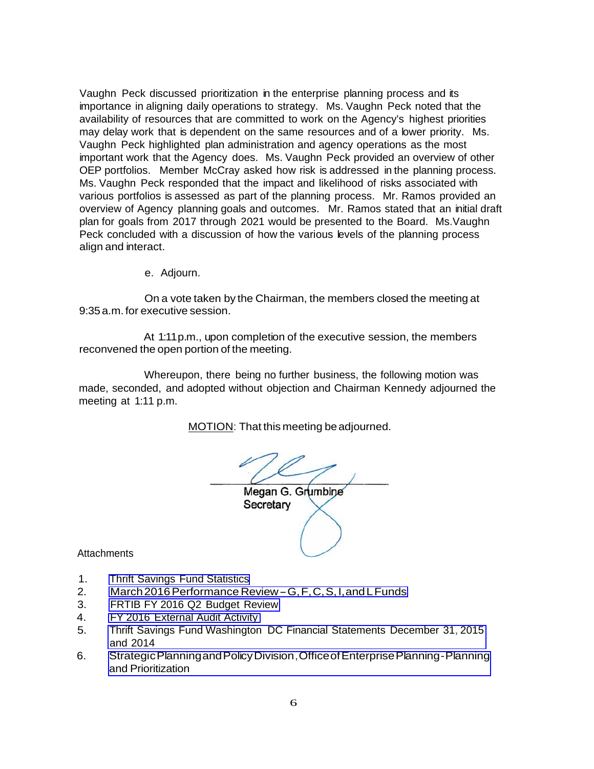Vaughn Peck discussed prioritization in the enterprise planning process and its importance in aligning daily operations to strategy. Ms. Vaughn Peck noted that the availability of resources that are committed to work on the Agency's highest priorities may delay work that is dependent on the same resources and of a lower priority. Ms. Vaughn Peck highlighted plan administration and agency operations as the most important work that the Agency does. Ms. Vaughn Peck provided an overview of other OEP portfolios. Member McCray asked how risk is addressed in the planning process. Ms. Vaughn Peck responded that the impact and likelihood of risks associated with various portfolios is assessed as part of the planning process. Mr. Ramos provided an overview of Agency planning goals and outcomes. Mr. Ramos stated that an initial draft plan for goals from 2017 through 2021 would be presented to the Board. Ms.Vaughn Peck concluded with a discussion of how the various levels of the planning process align and interact.

e. Adjourn.

On a vote taken by the Chairman, the members closed the meeting at 9:35 a.m. for executive session.

At 1:11 p.m., upon completion of the executive session, the members reconvened the open portion of the meeting.

Whereupon, there being no further business, the following motion was made, seconded, and adopted without objection and Chairman Kennedy adjourned the meeting at 1:11 p.m.

MOTION: That this meeting be adjourned.

Megan G. Grumbine
Secretary

Attachments

1. Thrift Savings Fund Statistics
2. March 2016 Performance Review – G, F, C, S, I, and L Funds
3. FRTIB FY 2016 Q2 Budget Review
4. FY 2016 External Audit Activity
5. Thrift Savings Fund Washington DC Financial Statements December 31, 2015 and 2014
6. Strategic Planning and Policy Division, Office of Enterprise Planning - Planning and Prioritization